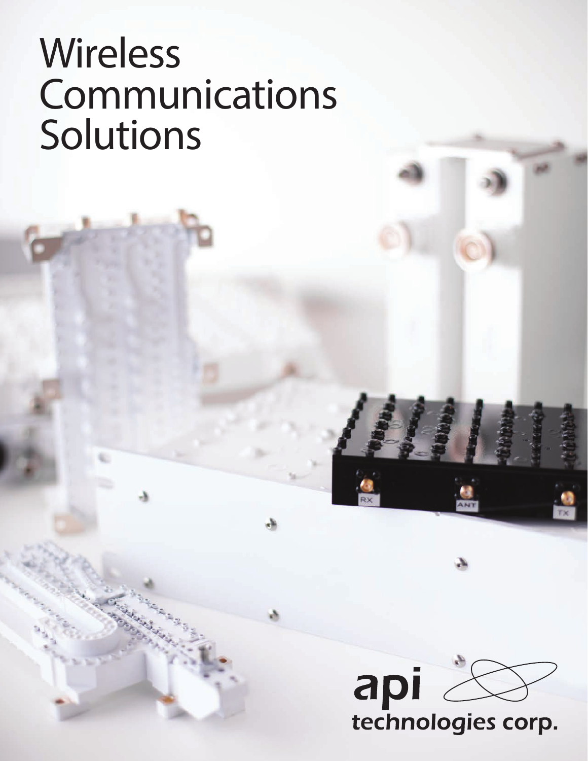# Wireless Communications Solutions

api technologies corp.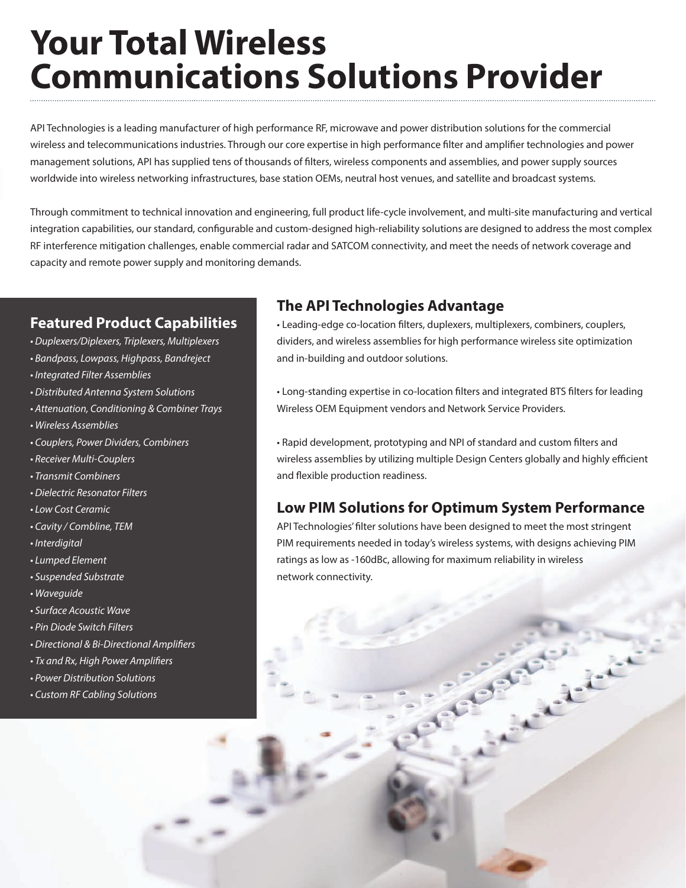# Your Total Wireless Communications Solutions Provider

API Technologies is a leading manufacturer of high performance RF, microwave and power distribution solutions for the commercial wireless and telecommunications industries. Through our core expertise in high performance filter and amplifier technologies and power management solutions, API has supplied tens of thousands of filters, wireless components and assemblies, and power supply sources worldwide into wireless networking infrastructures, base station OEMs, neutral host venues, and satellite and broadcast systems.

Through commitment to technical innovation and engineering, full product life-cycle involvement, and multi-site manufacturing and vertical integration capabilities, our standard, configurable and custom-designed high-reliability solutions are designed to address the most complex RF interference mitigation challenges, enable commercial radar and SATCOM connectivity, and meet the needs of network coverage and capacity and remote power supply and monitoring demands.

## Featured Product Capabilities

- *Duplexers/Diplexers, Triplexers, Multiplexers*
- *Bandpass, Lowpass, Highpass, Bandreject*
- *Integrated Filter Assemblies*
- *Distributed Antenna System Solutions*
- *Attenuation, Conditioning & Combiner Trays*
- *Wireless Assemblies*
- *Couplers, Power Dividers, Combiners*
- *Receiver Multi-Couplers*
- *Transmit Combiners*
- *Dielectric Resonator Filters*
- *Low Cost Ceramic*
- *Cavity / Combline, TEM*
- *Interdigital*
- *Lumped Element*
- *Suspended Substrate*
- *Waveguide*
- *Surface Acoustic Wave*
- *Pin Diode Switch Filters*
- *Directional & Bi-Directional Amplifiers*
- *Tx and Rx, High Power Amplifiers*
- *Power Distribution Solutions*
- *Custom RF Cabling Solutions*

## The API Technologies Advantage

- Leading-edge co-location filters, duplexers, multiplexers, combiners, couplers, dividers, and wireless assemblies for high performance wireless site optimization and in-building and outdoor solutions.

- Long-standing expertise in co-location filters and integrated BTS filters for leading Wireless OEM Equipment vendors and Network Service Providers.

- Rapid development, prototyping and NPI of standard and custom filters and wireless assemblies by utilizing multiple Design Centers globally and highly efficient and flexible production readiness.

## Low PIM Solutions for Optimum System Performance

API Technologies' filter solutions have been designed to meet the most stringent PIM requirements needed in today's wireless systems, with designs achieving PIM ratings as low as -160dBc, allowing for maximum reliability in wireless network connectivity.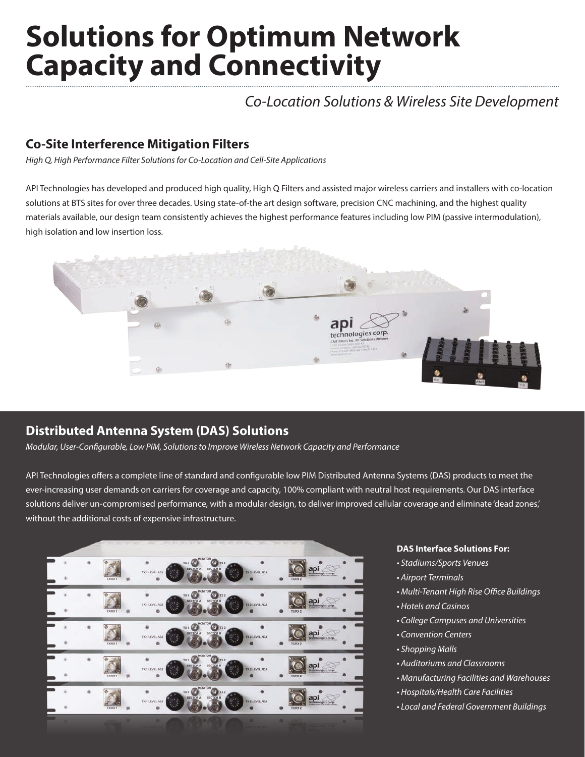# Solutions for Optimum Network Capacity and Connectivity

*Co-Location Solutions & Wireless Site Development*

## Co-Site Interference Mitigation Filters

*High Q, High Performance Filter Solutions for Co-Location and Cell-Site Applications*

API Technologies has developed and produced high quality, High Q Filters and assisted major wireless carriers and installers with co-location solutions at BTS sites for over three decades. Using state-of-the art design software, precision CNC machining, and the highest quality materials available, our design team consistently achieves the highest performance features including low PIM (passive intermodulation), high isolation and low insertion loss.

## Distributed Antenna System (DAS) Solutions

*Modular, User-Configurable, Low PIM, Solutions to Improve Wireless Network Capacity and Performance*

API Technologies offers a complete line of standard and configurable low PIM Distributed Antenna Systems (DAS) products to meet the ever-increasing user demands on carriers for coverage and capacity, 100% compliant with neutral host requirements. Our DAS interface solutions deliver un-compromised performance, with a modular design, to deliver improved cellular coverage and eliminate 'dead zones,' without the additional costs of expensive infrastructure.

**DAS Interface Solutions For:**

- *Stadiums/Sports Venues*
- *Airport Terminals*
- *Multi-Tenant High Rise Office Buildings*
- *Hotels and Casinos*
- *College Campuses and Universities*
- *Convention Centers*
- *Shopping Malls*
- *Auditoriums and Classrooms*
- *Manufacturing Facilities and Warehouses*
- *Hospitals/Health Care Facilities*
- *Local and Federal Government Buildings*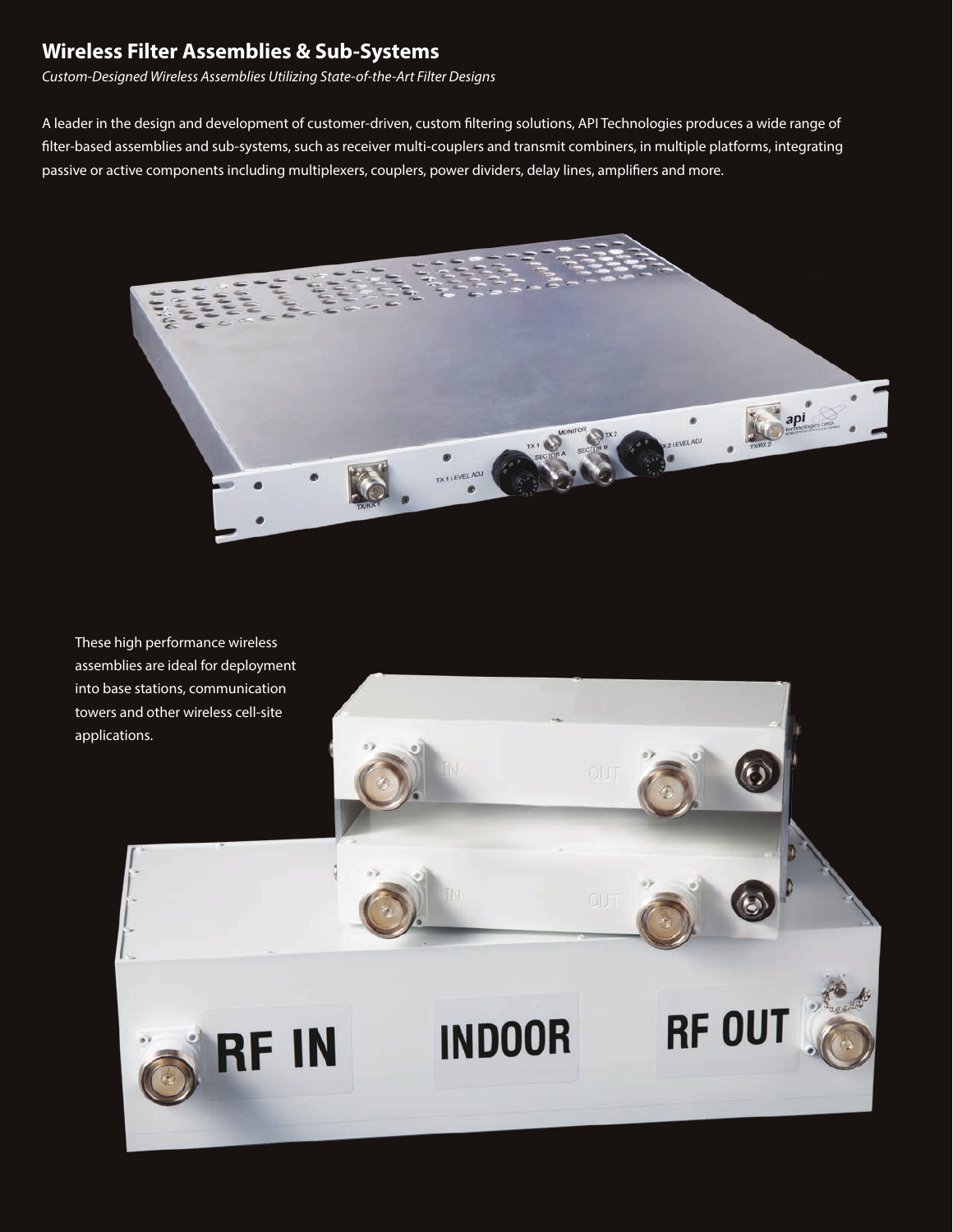## Wireless Filter Assemblies & Sub-Systems

*Custom-Designed Wireless Assemblies Utilizing State-of-the-Art Filter Designs*

A leader in the design and development of customer-driven, custom filtering solutions, API Technologies produces a wide range of filter-based assemblies and sub-systems, such as receiver multi-couplers and transmit combiners, in multiple platforms, integrating passive or active components including multiplexers, couplers, power dividers, delay lines, amplifiers and more.

These high performance wireless assemblies are ideal for deployment into base stations, communication towers and other wireless cell-site applications.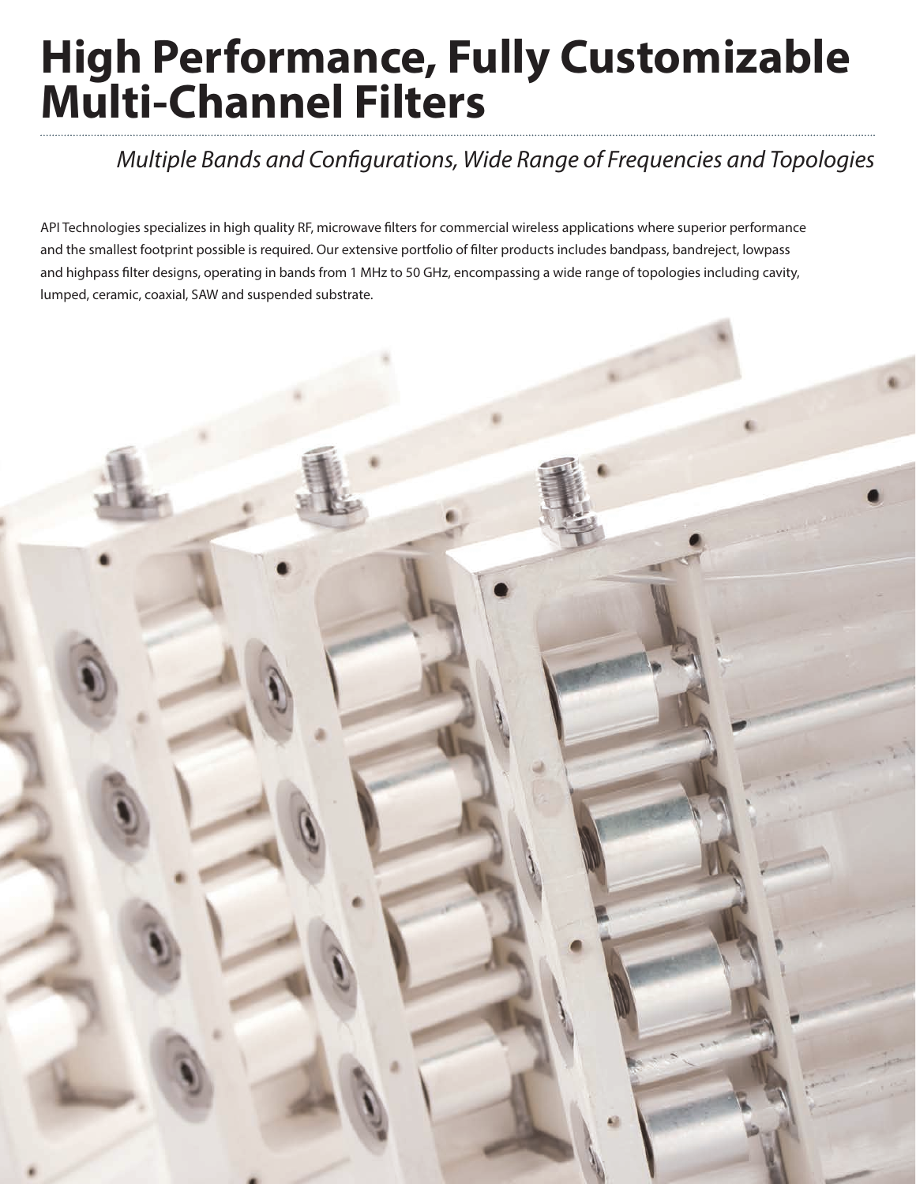# High Performance, Fully Customizable Multi-Channel Filters

*Multiple Bands and Configurations, Wide Range of Frequencies and Topologies*

API Technologies specializes in high quality RF, microwave filters for commercial wireless applications where superior performance and the smallest footprint possible is required. Our extensive portfolio of filter products includes bandpass, bandreject, lowpass and highpass filter designs, operating in bands from 1 MHz to 50 GHz, encompassing a wide range of topologies including cavity, lumped, ceramic, coaxial, SAW and suspended substrate.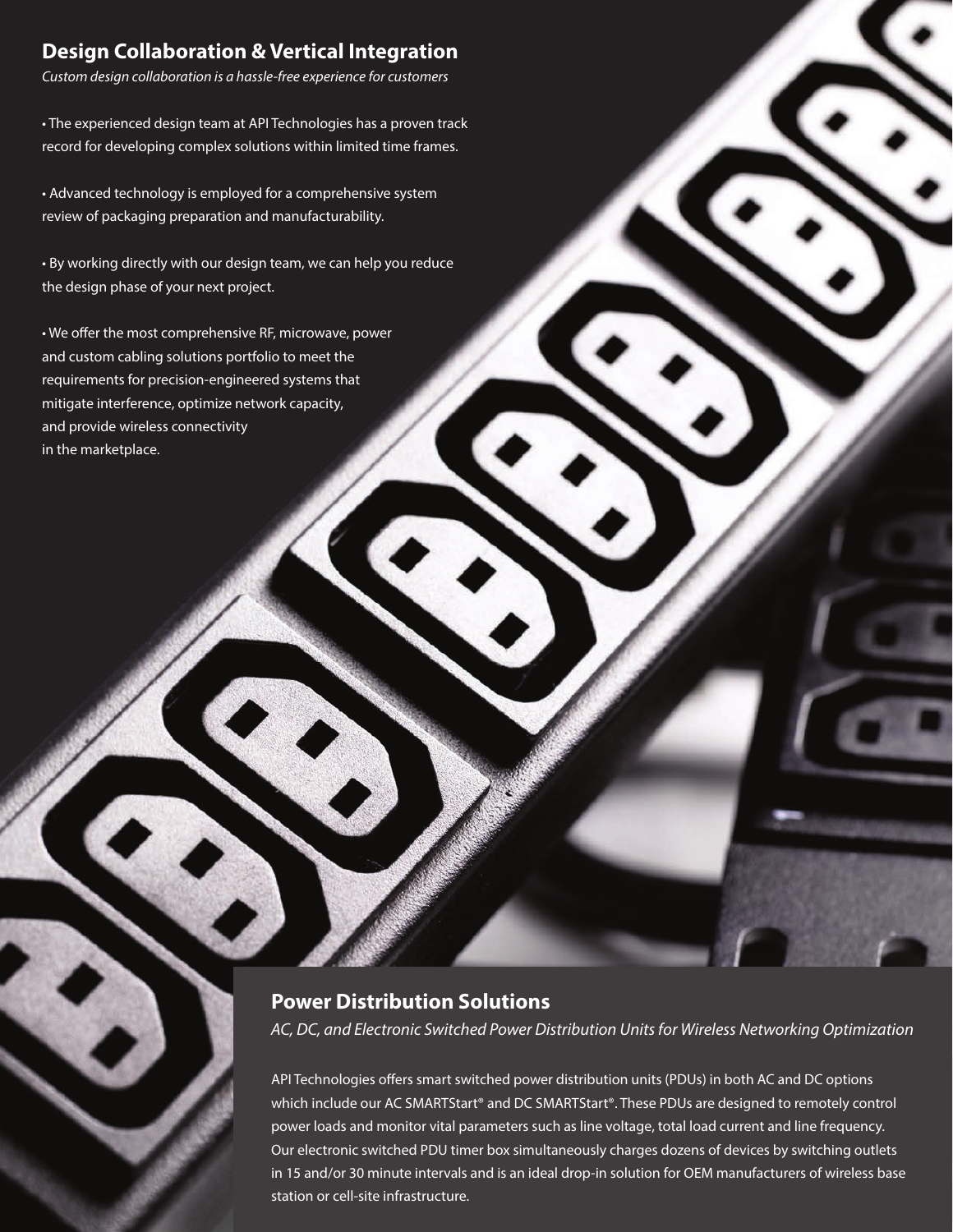## Design Collaboration & Vertical Integration

*Custom design collaboration is a hassle-free experience for customers*

- The experienced design team at API Technologies has a proven track record for developing complex solutions within limited time frames.

- Advanced technology is employed for a comprehensive system review of packaging preparation and manufacturability.

- By working directly with our design team, we can help you reduce the design phase of your next project.

- We offer the most comprehensive RF, microwave, power and custom cabling solutions portfolio to meet the requirements for precision-engineered systems that mitigate interference, optimize network capacity, and provide wireless connectivity in the marketplace.

## Power Distribution Solutions

*AC, DC, and Electronic Switched Power Distribution Units for Wireless Networking Optimization*

API Technologies offers smart switched power distribution units (PDUs) in both AC and DC options which include our AC SMARTStart® and DC SMARTStart®. These PDUs are designed to remotely control power loads and monitor vital parameters such as line voltage, total load current and line frequency. Our electronic switched PDU timer box simultaneously charges dozens of devices by switching outlets in 15 and/or 30 minute intervals and is an ideal drop-in solution for OEM manufacturers of wireless base station or cell-site infrastructure.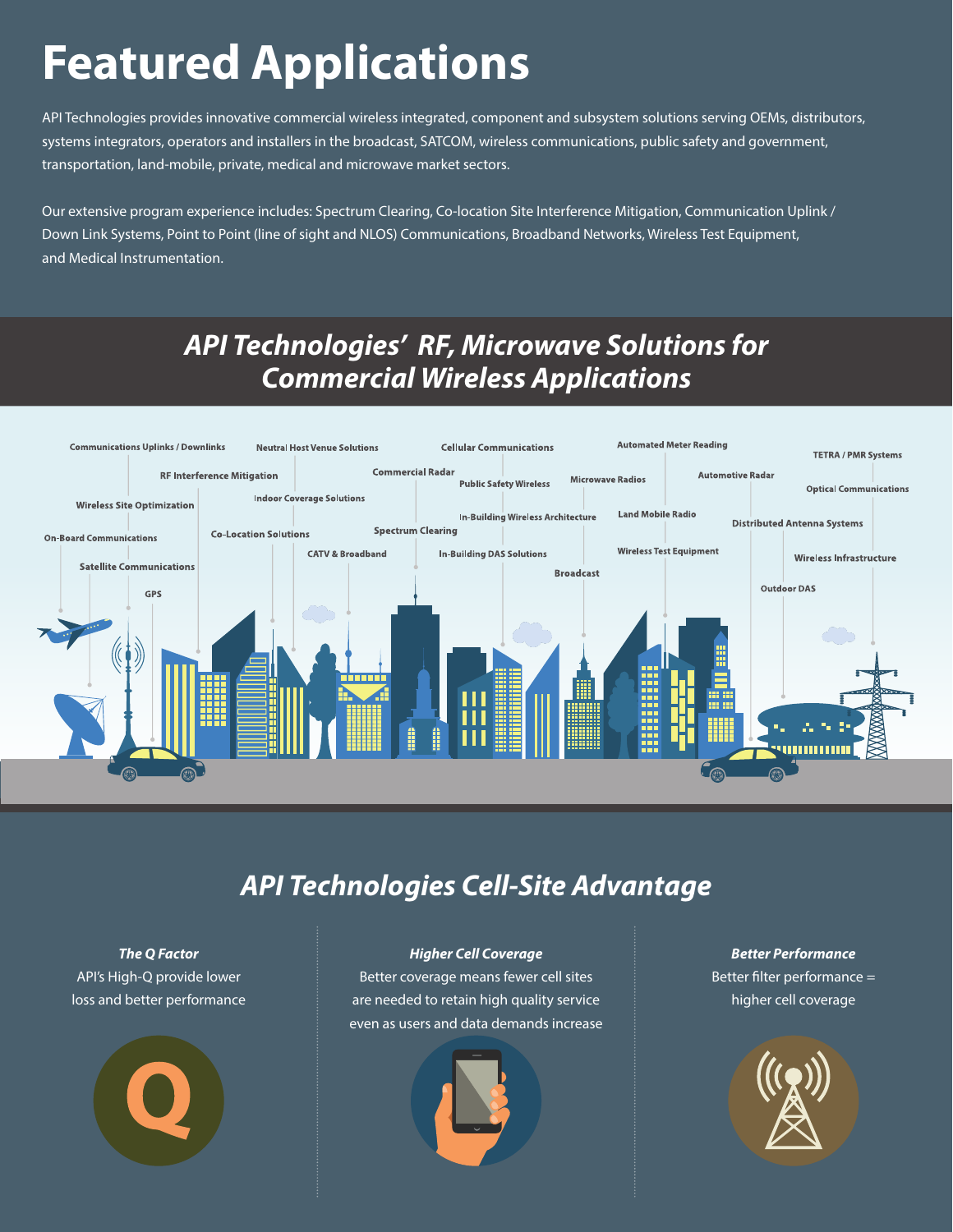# Featured Applications

API Technologies provides innovative commercial wireless integrated, component and subsystem solutions serving OEMs, distributors, systems integrators, operators and installers in the broadcast, SATCOM, wireless communications, public safety and government, transportation, land-mobile, private, medical and microwave market sectors.

Our extensive program experience includes: Spectrum Clearing, Co-location Site Interference Mitigation, Communication Uplink / Down Link Systems, Point to Point (line of sight and NLOS) Communications, Broadband Networks, Wireless Test Equipment, and Medical Instrumentation.

## *API Technologies' RF, Microwave Solutions for Commercial Wireless Applications*

Communications Uplinks / Downlinks
Neutral Host Venue Solutions
Cellular Communications
Automated Meter Reading
TETRA / PMR Systems
RF Interference Mitigation
Commercial Radar
Public Safety Wireless
Microwave Radios
Automotive Radar
Optical Communications
Wireless Site Optimization
Indoor Coverage Solutions
In-Building Wireless Architecture
Land Mobile Radio
Distributed Antenna Systems
On-Board Communications
Co-Location Solutions
Spectrum Clearing
Satellite Communications
CATV & Broadband
In-Building DAS Solutions
Wireless Test Equipment
Wireless Infrastructure
GPS
Broadcast
Outdoor DAS

## *API Technologies Cell-Site Advantage*

***The Q Factor***
API's High-Q provide lower loss and better performance

***Higher Cell Coverage***
Better coverage means fewer cell sites are needed to retain high quality service even as users and data demands increase

***Better Performance***
Better filter performance = higher cell coverage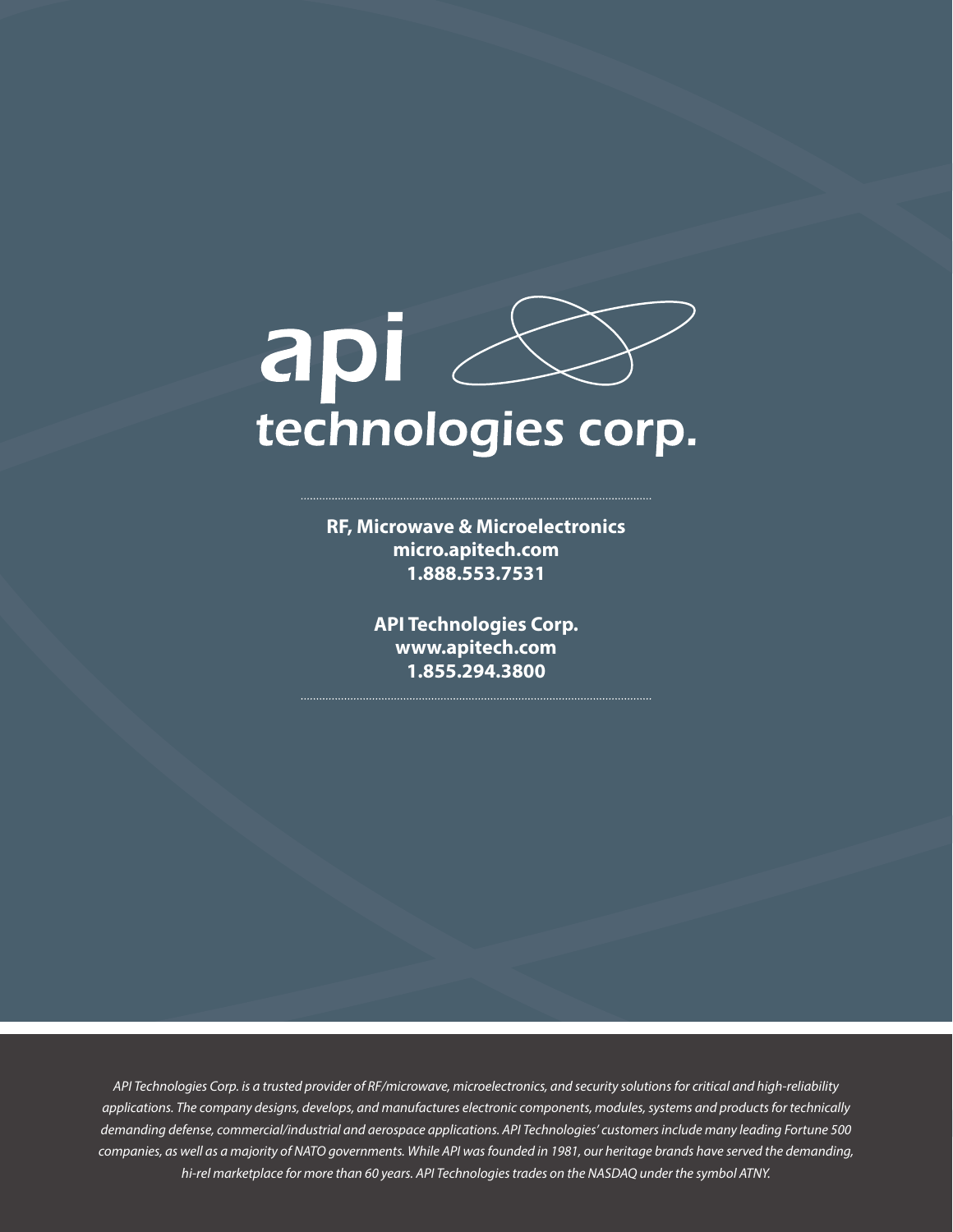api technologies corp.

**RF, Microwave & Microelectronics**
**micro.apitech.com**
**1.888.553.7531**

**API Technologies Corp.**
**www.apitech.com**
**1.855.294.3800**

*API Technologies Corp. is a trusted provider of RF/microwave, microelectronics, and security solutions for critical and high-reliability applications. The company designs, develops, and manufactures electronic components, modules, systems and products for technically demanding defense, commercial/industrial and aerospace applications. API Technologies' customers include many leading Fortune 500 companies, as well as a majority of NATO governments. While API was founded in 1981, our heritage brands have served the demanding, hi-rel marketplace for more than 60 years. API Technologies trades on the NASDAQ under the symbol ATNY.*